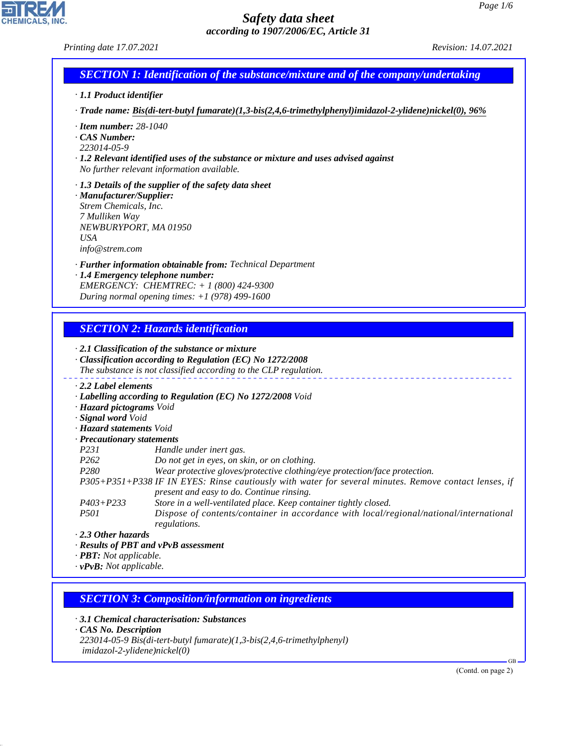# Safety data sheet
## according to 1907/2006/EC, Article 31

*Printing date 17.07.2021* *Revision: 14.07.2021*

## SECTION 1: Identification of the substance/mixture and of the company/undertaking

· **1.1 Product identifier**

· **Trade name: Bis(di-tert-butyl fumarate)(1,3-bis(2,4,6-trimethylphenyl)imidazol-2-ylidene)nickel(0), 96%**

· **Item number:** 28-1040
· **CAS Number:**
223014-05-9
· **1.2 Relevant identified uses of the substance or mixture and uses advised against**
No further relevant information available.

· **1.3 Details of the supplier of the safety data sheet**
· **Manufacturer/Supplier:**
Strem Chemicals, Inc.
7 Mulliken Way
NEWBURYPORT, MA 01950
USA
info@strem.com

· **Further information obtainable from:** Technical Department
· **1.4 Emergency telephone number:**
EMERGENCY: CHEMTREC: + 1 (800) 424-9300
During normal opening times: +1 (978) 499-1600

## SECTION 2: Hazards identification

· **2.1 Classification of the substance or mixture**
· **Classification according to Regulation (EC) No 1272/2008**
The substance is not classified according to the CLP regulation.

· **2.2 Label elements**
· **Labelling according to Regulation (EC) No 1272/2008** Void
· **Hazard pictograms** Void
· **Signal word** Void
· **Hazard statements** Void
· **Precautionary statements**

| | |
|---|---|
| P231 | Handle under inert gas. |
| P262 | Do not get in eyes, on skin, or on clothing. |
| P280 | Wear protective gloves/protective clothing/eye protection/face protection. |
| P305+P351+P338 | IF IN EYES: Rinse cautiously with water for several minutes. Remove contact lenses, if present and easy to do. Continue rinsing. |
| P403+P233 | Store in a well-ventilated place. Keep container tightly closed. |
| P501 | Dispose of contents/container in accordance with local/regional/national/international regulations. |

· **2.3 Other hazards**
· **Results of PBT and vPvB assessment**
· **PBT:** Not applicable.
· **vPvB:** Not applicable.

## SECTION 3: Composition/information on ingredients

· **3.1 Chemical characterisation: Substances**
· **CAS No. Description**
223014-05-9 Bis(di-tert-butyl fumarate)(1,3-bis(2,4,6-trimethylphenyl) imidazol-2-ylidene)nickel(0)

(Contd. on page 2)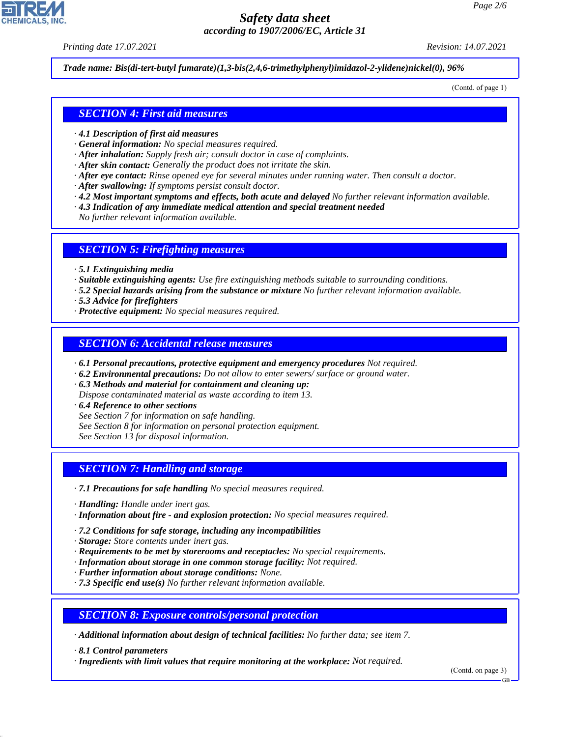**Trade name: Bis(di-tert-butyl fumarate)(1,3-bis(2,4,6-trimethylphenyl)imidazol-2-ylidene)nickel(0), 96%**

(Contd. of page 1)

## SECTION 4: First aid measures

· **4.1 Description of first aid measures**
· **General information:** No special measures required.
· **After inhalation:** Supply fresh air; consult doctor in case of complaints.
· **After skin contact:** Generally the product does not irritate the skin.
· **After eye contact:** Rinse opened eye for several minutes under running water. Then consult a doctor.
· **After swallowing:** If symptoms persist consult doctor.
· **4.2 Most important symptoms and effects, both acute and delayed** No further relevant information available.
· **4.3 Indication of any immediate medical attention and special treatment needed**
No further relevant information available.

## SECTION 5: Firefighting measures

· **5.1 Extinguishing media**
· **Suitable extinguishing agents:** Use fire extinguishing methods suitable to surrounding conditions.
· **5.2 Special hazards arising from the substance or mixture** No further relevant information available.
· **5.3 Advice for firefighters**
· **Protective equipment:** No special measures required.

## SECTION 6: Accidental release measures

· **6.1 Personal precautions, protective equipment and emergency procedures** Not required.
· **6.2 Environmental precautions:** Do not allow to enter sewers/ surface or ground water.
· **6.3 Methods and material for containment and cleaning up:**
Dispose contaminated material as waste according to item 13.
· **6.4 Reference to other sections**
See Section 7 for information on safe handling.
See Section 8 for information on personal protection equipment.
See Section 13 for disposal information.

## SECTION 7: Handling and storage

· **7.1 Precautions for safe handling** No special measures required.

· **Handling:** Handle under inert gas.
· **Information about fire - and explosion protection:** No special measures required.

· **7.2 Conditions for safe storage, including any incompatibilities**
· **Storage:** Store contents under inert gas.
· **Requirements to be met by storerooms and receptacles:** No special requirements.
· **Information about storage in one common storage facility:** Not required.
· **Further information about storage conditions:** None.
· **7.3 Specific end use(s)** No further relevant information available.

## SECTION 8: Exposure controls/personal protection

· **Additional information about design of technical facilities:** No further data; see item 7.

· **8.1 Control parameters**
· **Ingredients with limit values that require monitoring at the workplace:** Not required.

(Contd. on page 3)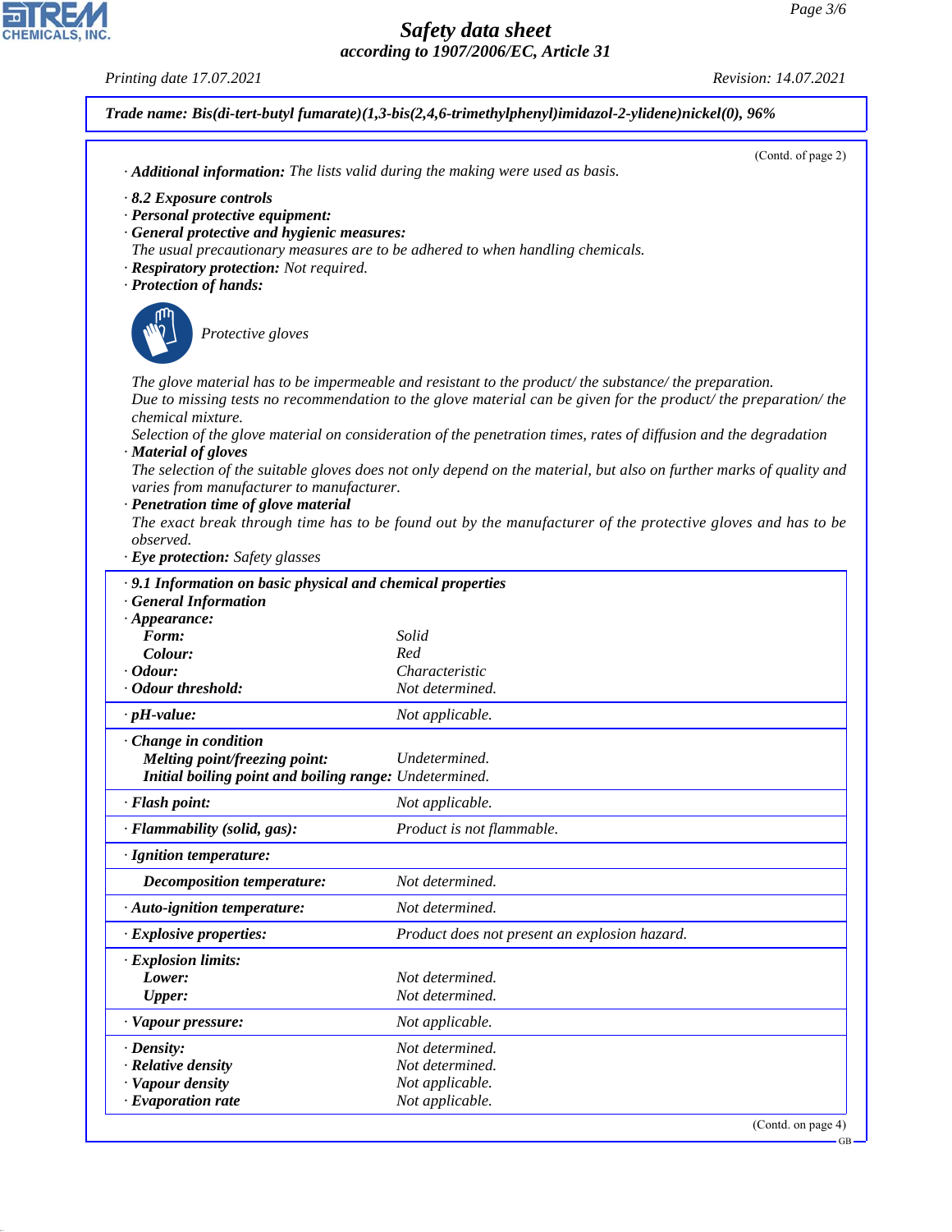**Trade name: Bis(di-tert-butyl fumarate)(1,3-bis(2,4,6-trimethylphenyl)imidazol-2-ylidene)nickel(0), 96%**

(Contd. of page 2)

· **Additional information:** The lists valid during the making were used as basis.

· **8.2 Exposure controls**
· **Personal protective equipment:**
· **General protective and hygienic measures:**
The usual precautionary measures are to be adhered to when handling chemicals.
· **Respiratory protection:** Not required.
· **Protection of hands:**

Protective gloves

The glove material has to be impermeable and resistant to the product/ the substance/ the preparation.
Due to missing tests no recommendation to the glove material can be given for the product/ the preparation/ the chemical mixture.
Selection of the glove material on consideration of the penetration times, rates of diffusion and the degradation
· **Material of gloves**
The selection of the suitable gloves does not only depend on the material, but also on further marks of quality and varies from manufacturer to manufacturer.
· **Penetration time of glove material**
The exact break through time has to be found out by the manufacturer of the protective gloves and has to be observed.
· **Eye protection:** Safety glasses

· **9.1 Information on basic physical and chemical properties**
· **General Information**

| | |
|---|---|
| · **Appearance:** | |
| **Form:** | Solid |
| **Colour:** | Red |
| · **Odour:** | Characteristic |
| · **Odour threshold:** | Not determined. |
| · **pH-value:** | Not applicable. |
| · **Change in condition** | |
| **Melting point/freezing point:** | Undetermined. |
| **Initial boiling point and boiling range:** | Undetermined. |
| · **Flash point:** | Not applicable. |
| · **Flammability (solid, gas):** | Product is not flammable. |
| · **Ignition temperature:** | |
| **Decomposition temperature:** | Not determined. |
| · **Auto-ignition temperature:** | Not determined. |
| · **Explosive properties:** | Product does not present an explosion hazard. |
| · **Explosion limits:** | |
| **Lower:** | Not determined. |
| **Upper:** | Not determined. |
| · **Vapour pressure:** | Not applicable. |
| · **Density:** | Not determined. |
| · **Relative density** | Not determined. |
| · **Vapour density** | Not applicable. |
| · **Evaporation rate** | Not applicable. |

(Contd. on page 4)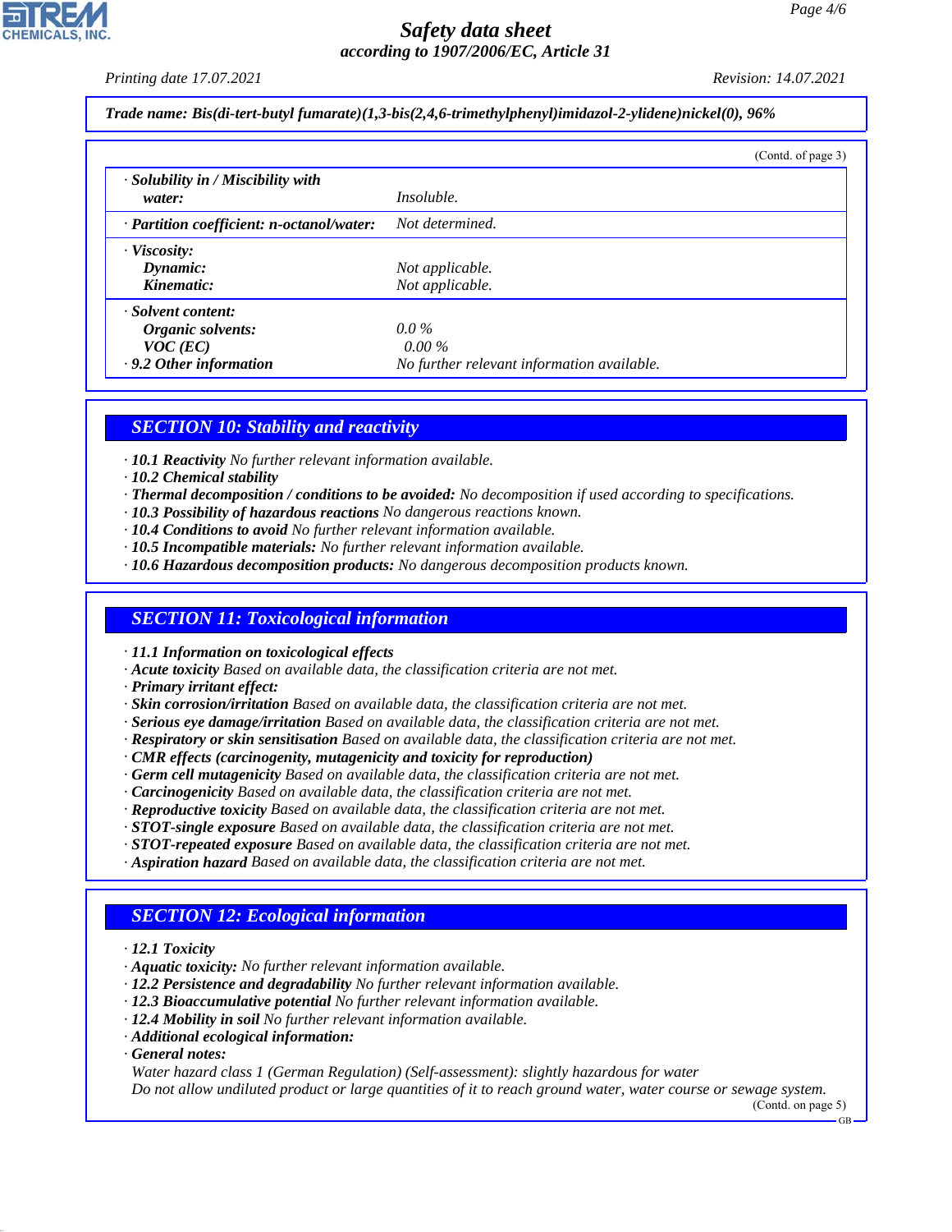*Trade name: Bis(di-tert-butyl fumarate)(1,3-bis(2,4,6-trimethylphenyl)imidazol-2-ylidene)nickel(0), 96%*

(Contd. of page 3)

| | |
|---|---|
| · **Solubility in / Miscibility with water:** | Insoluble. |
| · **Partition coefficient: n-octanol/water:** | Not determined. |
| · **Viscosity:** | |
| **Dynamic:** | Not applicable. |
| **Kinematic:** | Not applicable. |
| · **Solvent content:** | |
| **Organic solvents:** | 0.0 % |
| **VOC (EC)** | 0.00 % |
| · **9.2 Other information** | No further relevant information available. |

## SECTION 10: Stability and reactivity

· **10.1 Reactivity** No further relevant information available.
· **10.2 Chemical stability**
· **Thermal decomposition / conditions to be avoided:** No decomposition if used according to specifications.
· **10.3 Possibility of hazardous reactions** No dangerous reactions known.
· **10.4 Conditions to avoid** No further relevant information available.
· **10.5 Incompatible materials:** No further relevant information available.
· **10.6 Hazardous decomposition products:** No dangerous decomposition products known.

## SECTION 11: Toxicological information

· **11.1 Information on toxicological effects**
· **Acute toxicity** Based on available data, the classification criteria are not met.
· **Primary irritant effect:**
· **Skin corrosion/irritation** Based on available data, the classification criteria are not met.
· **Serious eye damage/irritation** Based on available data, the classification criteria are not met.
· **Respiratory or skin sensitisation** Based on available data, the classification criteria are not met.
· **CMR effects (carcinogenity, mutagenicity and toxicity for reproduction)**
· **Germ cell mutagenicity** Based on available data, the classification criteria are not met.
· **Carcinogenicity** Based on available data, the classification criteria are not met.
· **Reproductive toxicity** Based on available data, the classification criteria are not met.
· **STOT-single exposure** Based on available data, the classification criteria are not met.
· **STOT-repeated exposure** Based on available data, the classification criteria are not met.
· **Aspiration hazard** Based on available data, the classification criteria are not met.

## SECTION 12: Ecological information

· **12.1 Toxicity**
· **Aquatic toxicity:** No further relevant information available.
· **12.2 Persistence and degradability** No further relevant information available.
· **12.3 Bioaccumulative potential** No further relevant information available.
· **12.4 Mobility in soil** No further relevant information available.
· **Additional ecological information:**
· **General notes:**
Water hazard class 1 (German Regulation) (Self-assessment): slightly hazardous for water
Do not allow undiluted product or large quantities of it to reach ground water, water course or sewage system.

(Contd. on page 5)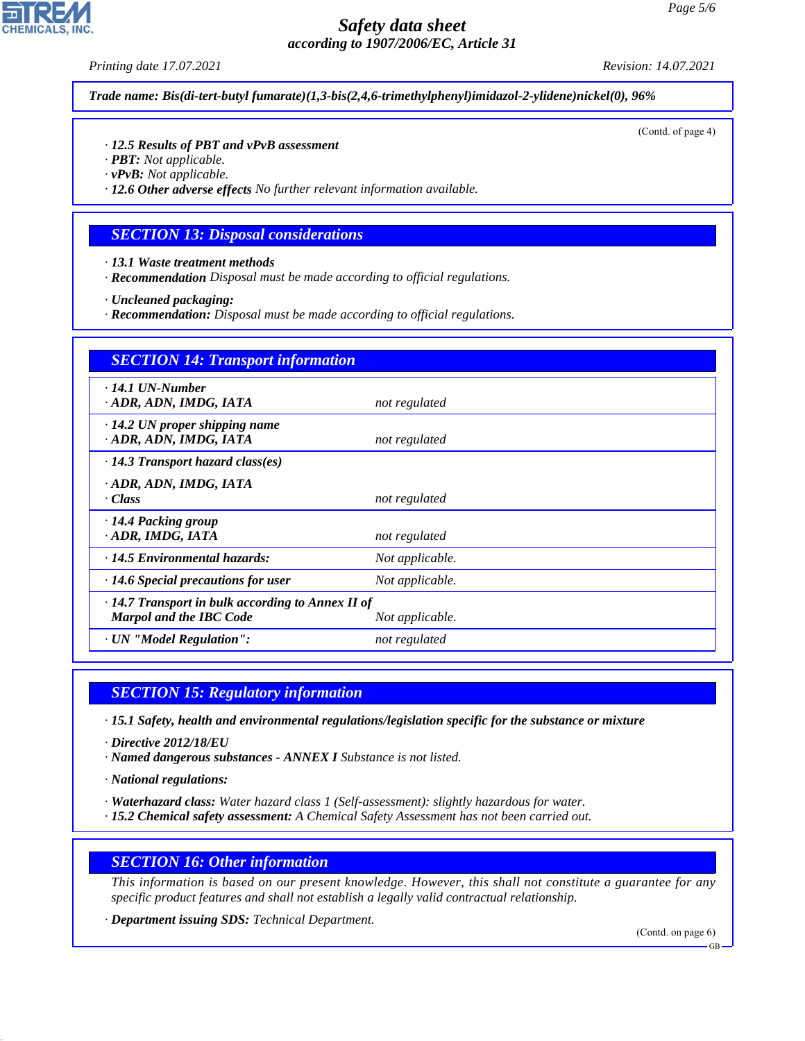**Trade name: Bis(di-tert-butyl fumarate)(1,3-bis(2,4,6-trimethylphenyl)imidazol-2-ylidene)nickel(0), 96%**

(Contd. of page 4)

· **12.5 Results of PBT and vPvB assessment**
· **PBT:** Not applicable.
· **vPvB:** Not applicable.
· **12.6 Other adverse effects** No further relevant information available.

## SECTION 13: Disposal considerations

· **13.1 Waste treatment methods**
· **Recommendation** Disposal must be made according to official regulations.

· **Uncleaned packaging:**
· **Recommendation:** Disposal must be made according to official regulations.

## SECTION 14: Transport information

| | |
|---|---|
| · **14.1 UN-Number**<br>· **ADR, ADN, IMDG, IATA** | not regulated |
| · **14.2 UN proper shipping name**<br>· **ADR, ADN, IMDG, IATA** | not regulated |
| · **14.3 Transport hazard class(es)**<br>· **ADR, ADN, IMDG, IATA**<br>· **Class** | not regulated |
| · **14.4 Packing group**<br>· **ADR, IMDG, IATA** | not regulated |
| · **14.5 Environmental hazards:** | Not applicable. |
| · **14.6 Special precautions for user** | Not applicable. |
| · **14.7 Transport in bulk according to Annex II of Marpol and the IBC Code** | Not applicable. |
| · **UN "Model Regulation":** | not regulated |

## SECTION 15: Regulatory information

· **15.1 Safety, health and environmental regulations/legislation specific for the substance or mixture**

· **Directive 2012/18/EU**
· **Named dangerous substances - ANNEX I** Substance is not listed.

· **National regulations:**

· **Waterhazard class:** Water hazard class 1 (Self-assessment): slightly hazardous for water.
· **15.2 Chemical safety assessment:** A Chemical Safety Assessment has not been carried out.

## SECTION 16: Other information

This information is based on our present knowledge. However, this shall not constitute a guarantee for any specific product features and shall not establish a legally valid contractual relationship.

· **Department issuing SDS:** Technical Department.

(Contd. on page 6)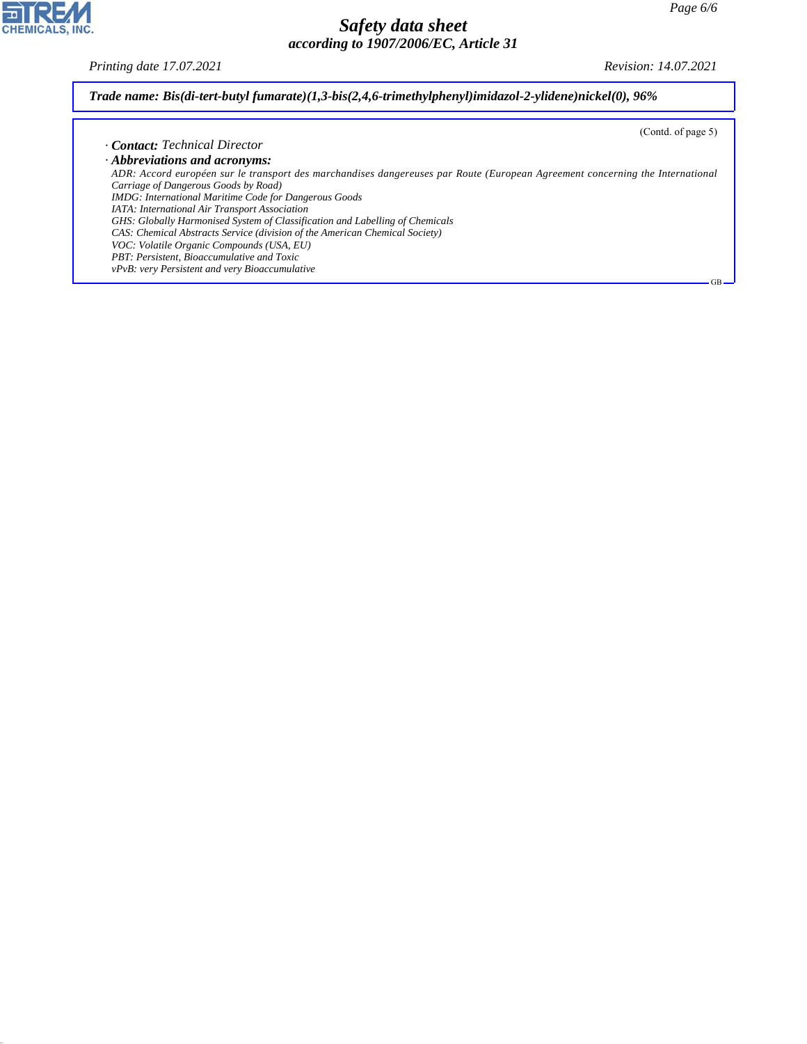**Trade name: Bis(di-tert-butyl fumarate)(1,3-bis(2,4,6-trimethylphenyl)imidazol-2-ylidene)nickel(0), 96%**

(Contd. of page 5)

· **Contact:** Technical Director

· ***Abbreviations and acronyms:***

*ADR: Accord européen sur le transport des marchandises dangereuses par Route (European Agreement concerning the International Carriage of Dangerous Goods by Road)*
*IMDG: International Maritime Code for Dangerous Goods*
*IATA: International Air Transport Association*
*GHS: Globally Harmonised System of Classification and Labelling of Chemicals*
*CAS: Chemical Abstracts Service (division of the American Chemical Society)*
*VOC: Volatile Organic Compounds (USA, EU)*
*PBT: Persistent, Bioaccumulative and Toxic*
*vPvB: very Persistent and very Bioaccumulative*

GB